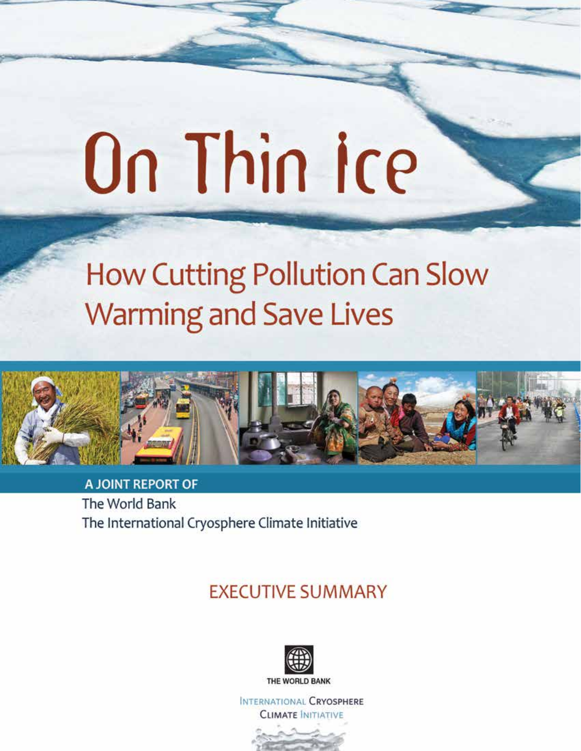# On Thin Ice

## How Cutting Pollution Can Slow Warming and Save Lives

A JOINT REPORT OF

The World Bank

The International Cryosphere Climate Initiative

## EXECUTIVE SUMMARY

THE WORLD BANK

INTERNATIONAL CRYOSPHERE CLIMATE INITIATIVE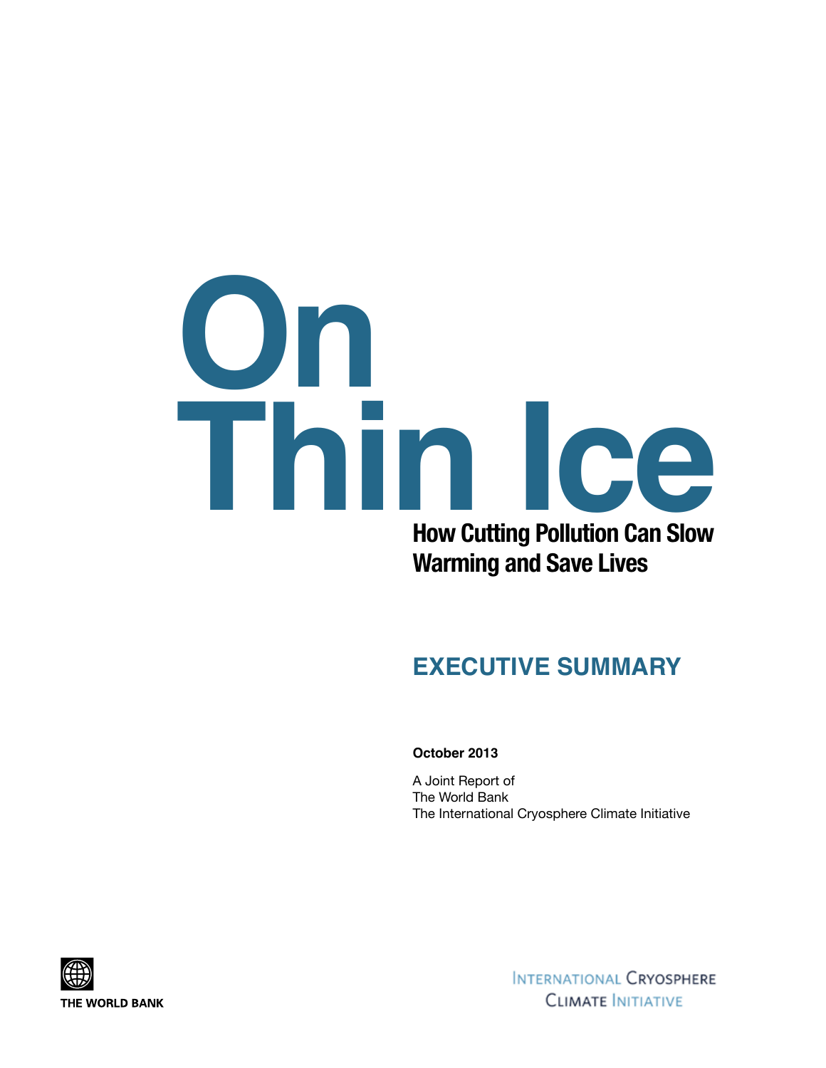# On Thin Ice

## How Cutting Pollution Can Slow Warming and Save Lives

## EXECUTIVE SUMMARY

**October 2013**

A Joint Report of
The World Bank
The International Cryosphere Climate Initiative

THE WORLD BANK

INTERNATIONAL CRYOSPHERE CLIMATE INITIATIVE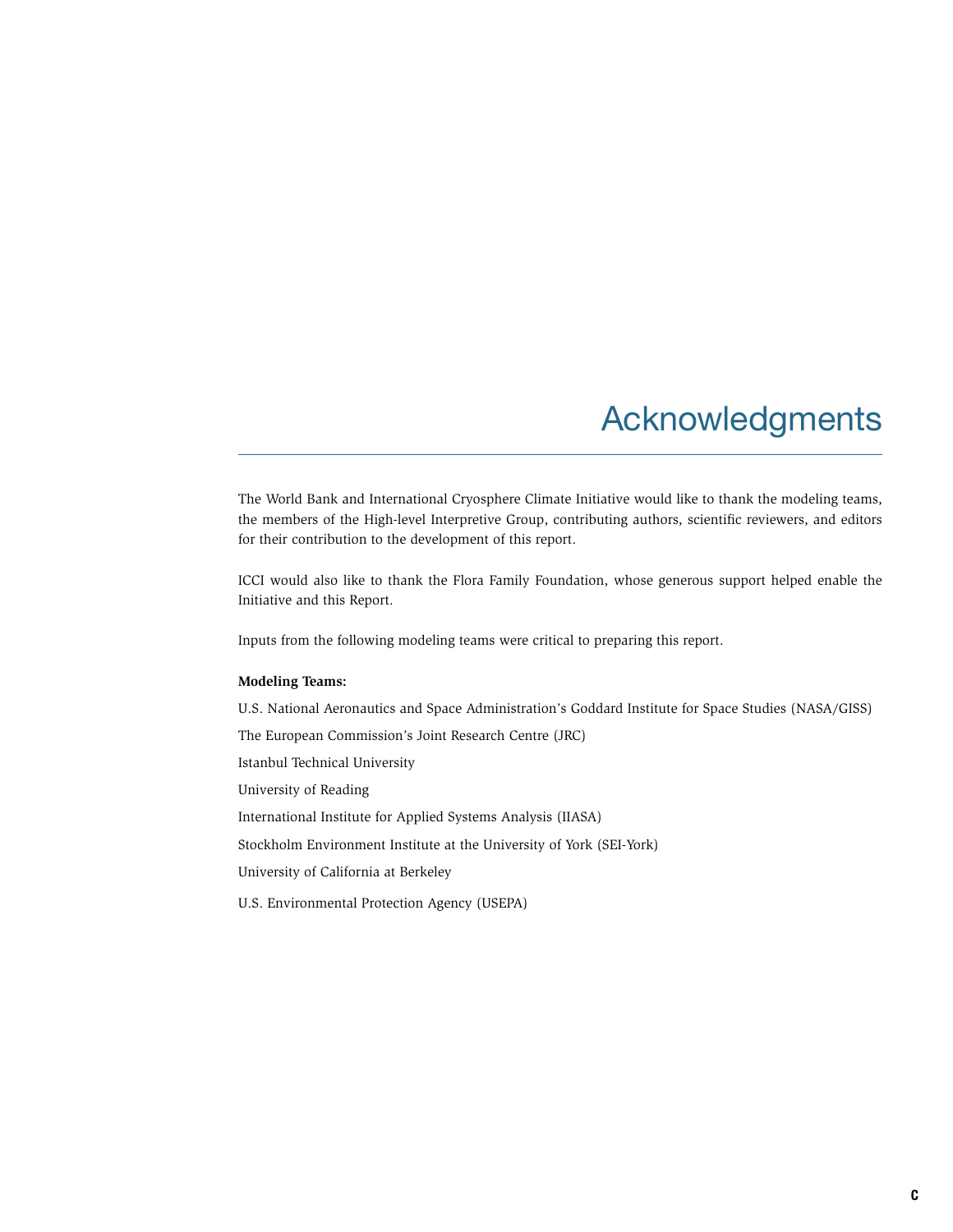# Acknowledgments

The World Bank and International Cryosphere Climate Initiative would like to thank the modeling teams, the members of the High-level Interpretive Group, contributing authors, scientific reviewers, and editors for their contribution to the development of this report.

ICCI would also like to thank the Flora Family Foundation, whose generous support helped enable the Initiative and this Report.

Inputs from the following modeling teams were critical to preparing this report.

**Modeling Teams:**

U.S. National Aeronautics and Space Administration's Goddard Institute for Space Studies (NASA/GISS)

The European Commission's Joint Research Centre (JRC)

Istanbul Technical University

University of Reading

International Institute for Applied Systems Analysis (IIASA)

Stockholm Environment Institute at the University of York (SEI-York)

University of California at Berkeley

U.S. Environmental Protection Agency (USEPA)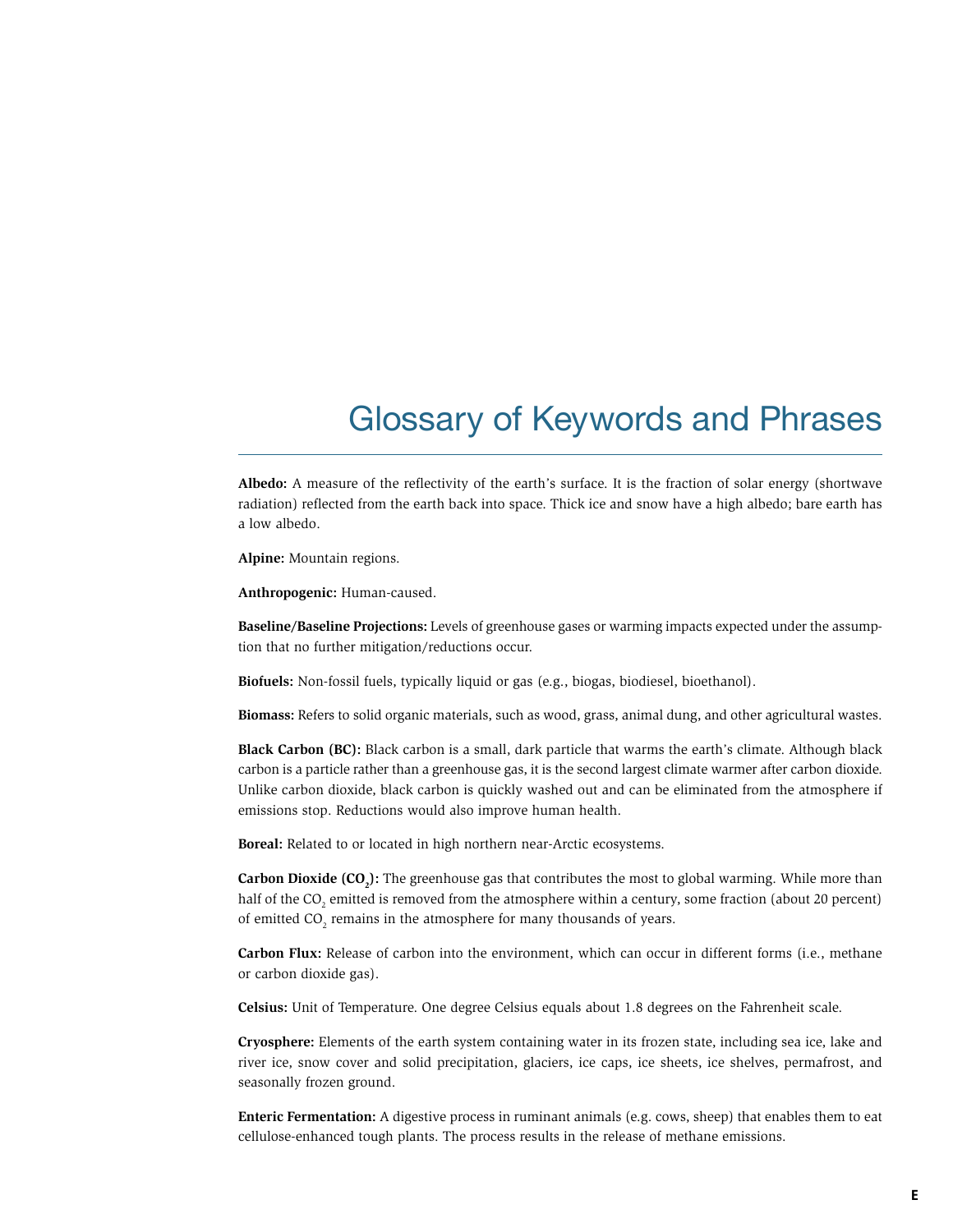# Glossary of Keywords and Phrases

**Albedo:** A measure of the reflectivity of the earth's surface. It is the fraction of solar energy (shortwave radiation) reflected from the earth back into space. Thick ice and snow have a high albedo; bare earth has a low albedo.

**Alpine:** Mountain regions.

**Anthropogenic:** Human-caused.

**Baseline/Baseline Projections:** Levels of greenhouse gases or warming impacts expected under the assumption that no further mitigation/reductions occur.

**Biofuels:** Non-fossil fuels, typically liquid or gas (e.g., biogas, biodiesel, bioethanol).

**Biomass:** Refers to solid organic materials, such as wood, grass, animal dung, and other agricultural wastes.

**Black Carbon (BC):** Black carbon is a small, dark particle that warms the earth's climate. Although black carbon is a particle rather than a greenhouse gas, it is the second largest climate warmer after carbon dioxide. Unlike carbon dioxide, black carbon is quickly washed out and can be eliminated from the atmosphere if emissions stop. Reductions would also improve human health.

**Boreal:** Related to or located in high northern near-Arctic ecosystems.

**Carbon Dioxide ($CO_2$):** The greenhouse gas that contributes the most to global warming. While more than half of the $CO_2$ emitted is removed from the atmosphere within a century, some fraction (about 20 percent) of emitted $CO_2$ remains in the atmosphere for many thousands of years.

**Carbon Flux:** Release of carbon into the environment, which can occur in different forms (i.e., methane or carbon dioxide gas).

**Celsius:** Unit of Temperature. One degree Celsius equals about 1.8 degrees on the Fahrenheit scale.

**Cryosphere:** Elements of the earth system containing water in its frozen state, including sea ice, lake and river ice, snow cover and solid precipitation, glaciers, ice caps, ice sheets, ice shelves, permafrost, and seasonally frozen ground.

**Enteric Fermentation:** A digestive process in ruminant animals (e.g. cows, sheep) that enables them to eat cellulose-enhanced tough plants. The process results in the release of methane emissions.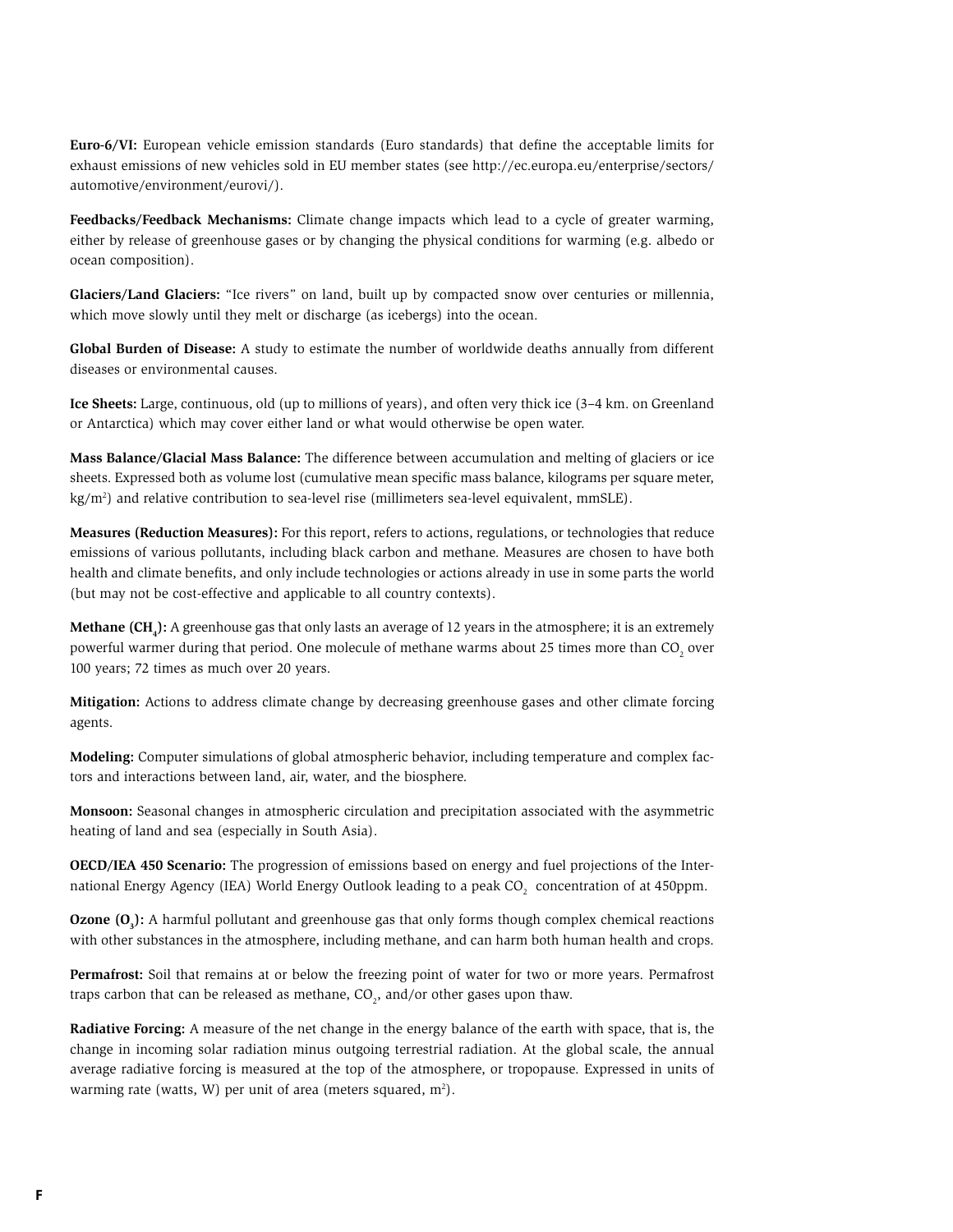**Euro-6/VI:** European vehicle emission standards (Euro standards) that define the acceptable limits for exhaust emissions of new vehicles sold in EU member states (see http://ec.europa.eu/enterprise/sectors/automotive/environment/eurovi/).

**Feedbacks/Feedback Mechanisms:** Climate change impacts which lead to a cycle of greater warming, either by release of greenhouse gases or by changing the physical conditions for warming (e.g. albedo or ocean composition).

**Glaciers/Land Glaciers:** "Ice rivers" on land, built up by compacted snow over centuries or millennia, which move slowly until they melt or discharge (as icebergs) into the ocean.

**Global Burden of Disease:** A study to estimate the number of worldwide deaths annually from different diseases or environmental causes.

**Ice Sheets:** Large, continuous, old (up to millions of years), and often very thick ice (3–4 km. on Greenland or Antarctica) which may cover either land or what would otherwise be open water.

**Mass Balance/Glacial Mass Balance:** The difference between accumulation and melting of glaciers or ice sheets. Expressed both as volume lost (cumulative mean specific mass balance, kilograms per square meter, $kg/m^2$) and relative contribution to sea-level rise (millimeters sea-level equivalent, mmSLE).

**Measures (Reduction Measures):** For this report, refers to actions, regulations, or technologies that reduce emissions of various pollutants, including black carbon and methane. Measures are chosen to have both health and climate benefits, and only include technologies or actions already in use in some parts the world (but may not be cost-effective and applicable to all country contexts).

**Methane ($CH_4$):** A greenhouse gas that only lasts an average of 12 years in the atmosphere; it is an extremely powerful warmer during that period. One molecule of methane warms about 25 times more than $CO_2$ over 100 years; 72 times as much over 20 years.

**Mitigation:** Actions to address climate change by decreasing greenhouse gases and other climate forcing agents.

**Modeling:** Computer simulations of global atmospheric behavior, including temperature and complex factors and interactions between land, air, water, and the biosphere.

**Monsoon:** Seasonal changes in atmospheric circulation and precipitation associated with the asymmetric heating of land and sea (especially in South Asia).

**OECD/IEA 450 Scenario:** The progression of emissions based on energy and fuel projections of the International Energy Agency (IEA) World Energy Outlook leading to a peak $CO_2$ concentration of at 450ppm.

**Ozone ($O_3$):** A harmful pollutant and greenhouse gas that only forms though complex chemical reactions with other substances in the atmosphere, including methane, and can harm both human health and crops.

**Permafrost:** Soil that remains at or below the freezing point of water for two or more years. Permafrost traps carbon that can be released as methane, $CO_2$, and/or other gases upon thaw.

**Radiative Forcing:** A measure of the net change in the energy balance of the earth with space, that is, the change in incoming solar radiation minus outgoing terrestrial radiation. At the global scale, the annual average radiative forcing is measured at the top of the atmosphere, or tropopause. Expressed in units of warming rate (watts, W) per unit of area (meters squared, $m^2$).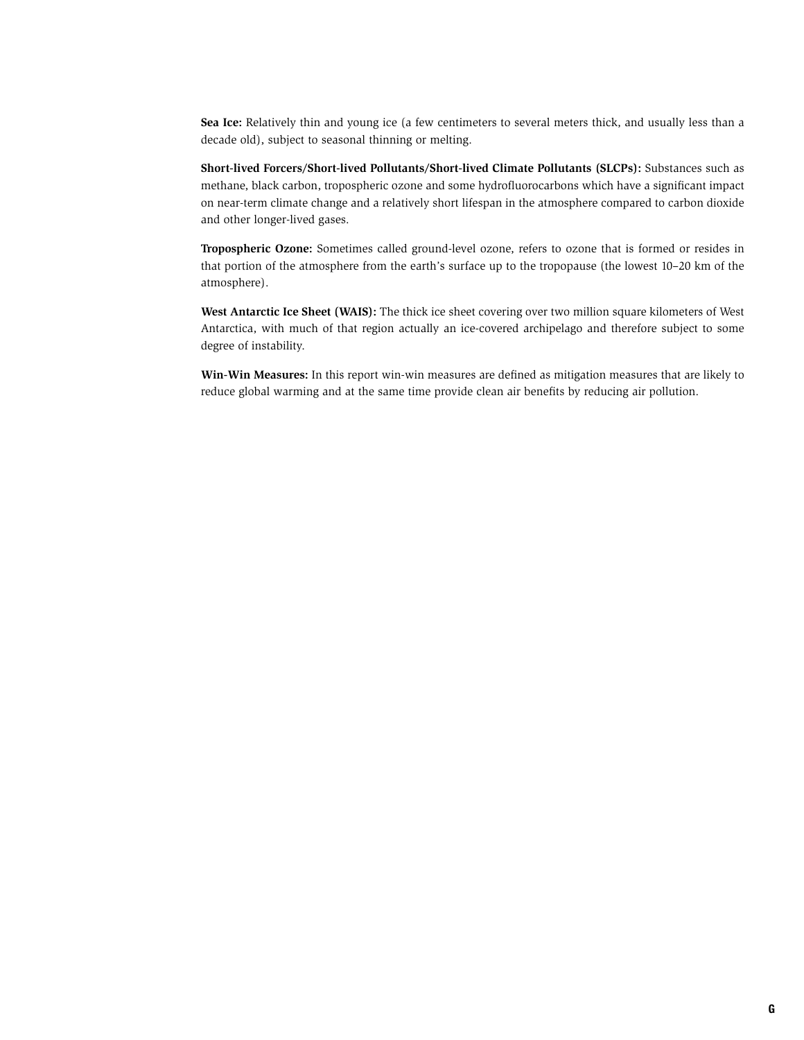**Sea Ice:** Relatively thin and young ice (a few centimeters to several meters thick, and usually less than a decade old), subject to seasonal thinning or melting.

**Short-lived Forcers/Short-lived Pollutants/Short-lived Climate Pollutants (SLCPs):** Substances such as methane, black carbon, tropospheric ozone and some hydrofluorocarbons which have a significant impact on near-term climate change and a relatively short lifespan in the atmosphere compared to carbon dioxide and other longer-lived gases.

**Tropospheric Ozone:** Sometimes called ground-level ozone, refers to ozone that is formed or resides in that portion of the atmosphere from the earth's surface up to the tropopause (the lowest 10–20 km of the atmosphere).

**West Antarctic Ice Sheet (WAIS):** The thick ice sheet covering over two million square kilometers of West Antarctica, with much of that region actually an ice-covered archipelago and therefore subject to some degree of instability.

**Win-Win Measures:** In this report win-win measures are defined as mitigation measures that are likely to reduce global warming and at the same time provide clean air benefits by reducing air pollution.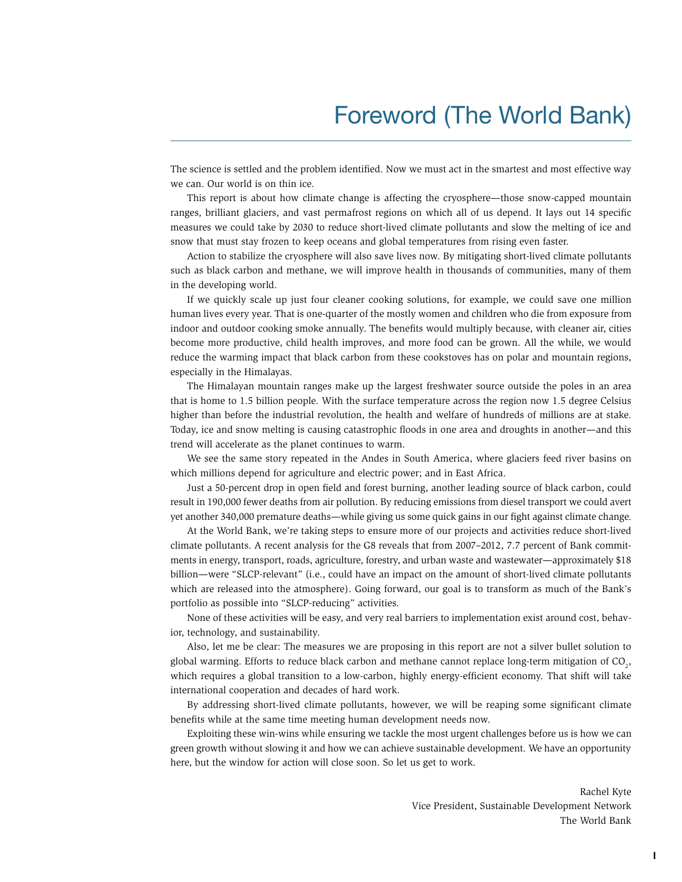# Foreword (The World Bank)

The science is settled and the problem identified. Now we must act in the smartest and most effective way we can. Our world is on thin ice.

This report is about how climate change is affecting the cryosphere—those snow-capped mountain ranges, brilliant glaciers, and vast permafrost regions on which all of us depend. It lays out 14 specific measures we could take by 2030 to reduce short-lived climate pollutants and slow the melting of ice and snow that must stay frozen to keep oceans and global temperatures from rising even faster.

Action to stabilize the cryosphere will also save lives now. By mitigating short-lived climate pollutants such as black carbon and methane, we will improve health in thousands of communities, many of them in the developing world.

If we quickly scale up just four cleaner cooking solutions, for example, we could save one million human lives every year. That is one-quarter of the mostly women and children who die from exposure from indoor and outdoor cooking smoke annually. The benefits would multiply because, with cleaner air, cities become more productive, child health improves, and more food can be grown. All the while, we would reduce the warming impact that black carbon from these cookstoves has on polar and mountain regions, especially in the Himalayas.

The Himalayan mountain ranges make up the largest freshwater source outside the poles in an area that is home to 1.5 billion people. With the surface temperature across the region now 1.5 degree Celsius higher than before the industrial revolution, the health and welfare of hundreds of millions are at stake. Today, ice and snow melting is causing catastrophic floods in one area and droughts in another—and this trend will accelerate as the planet continues to warm.

We see the same story repeated in the Andes in South America, where glaciers feed river basins on which millions depend for agriculture and electric power; and in East Africa.

Just a 50-percent drop in open field and forest burning, another leading source of black carbon, could result in 190,000 fewer deaths from air pollution. By reducing emissions from diesel transport we could avert yet another 340,000 premature deaths—while giving us some quick gains in our fight against climate change.

At the World Bank, we're taking steps to ensure more of our projects and activities reduce short-lived climate pollutants. A recent analysis for the G8 reveals that from 2007–2012, 7.7 percent of Bank commitments in energy, transport, roads, agriculture, forestry, and urban waste and wastewater—approximately $18 billion—were "SLCP-relevant" (i.e., could have an impact on the amount of short-lived climate pollutants which are released into the atmosphere). Going forward, our goal is to transform as much of the Bank's portfolio as possible into "SLCP-reducing" activities.

None of these activities will be easy, and very real barriers to implementation exist around cost, behavior, technology, and sustainability.

Also, let me be clear: The measures we are proposing in this report are not a silver bullet solution to global warming. Efforts to reduce black carbon and methane cannot replace long-term mitigation of $CO_2$, which requires a global transition to a low-carbon, highly energy-efficient economy. That shift will take international cooperation and decades of hard work.

By addressing short-lived climate pollutants, however, we will be reaping some significant climate benefits while at the same time meeting human development needs now.

Exploiting these win-wins while ensuring we tackle the most urgent challenges before us is how we can green growth without slowing it and how we can achieve sustainable development. We have an opportunity here, but the window for action will close soon. So let us get to work.

Rachel Kyte
Vice President, Sustainable Development Network
The World Bank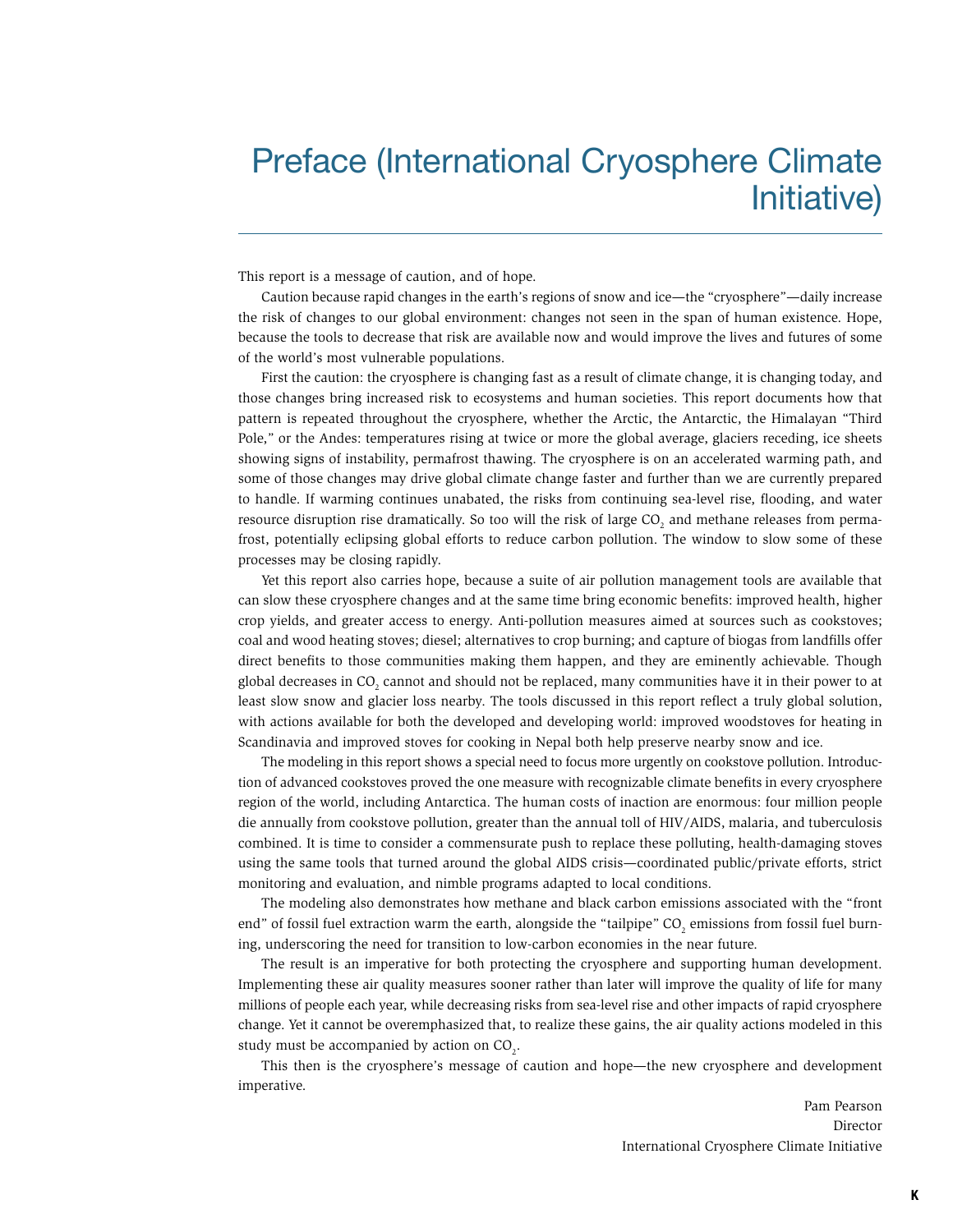# Preface (International Cryosphere Climate Initiative)

This report is a message of caution, and of hope.

Caution because rapid changes in the earth's regions of snow and ice—the "cryosphere"—daily increase the risk of changes to our global environment: changes not seen in the span of human existence. Hope, because the tools to decrease that risk are available now and would improve the lives and futures of some of the world's most vulnerable populations.

First the caution: the cryosphere is changing fast as a result of climate change, it is changing today, and those changes bring increased risk to ecosystems and human societies. This report documents how that pattern is repeated throughout the cryosphere, whether the Arctic, the Antarctic, the Himalayan "Third Pole," or the Andes: temperatures rising at twice or more the global average, glaciers receding, ice sheets showing signs of instability, permafrost thawing. The cryosphere is on an accelerated warming path, and some of those changes may drive global climate change faster and further than we are currently prepared to handle. If warming continues unabated, the risks from continuing sea-level rise, flooding, and water resource disruption rise dramatically. So too will the risk of large $CO_2$ and methane releases from permafrost, potentially eclipsing global efforts to reduce carbon pollution. The window to slow some of these processes may be closing rapidly.

Yet this report also carries hope, because a suite of air pollution management tools are available that can slow these cryosphere changes and at the same time bring economic benefits: improved health, higher crop yields, and greater access to energy. Anti-pollution measures aimed at sources such as cookstoves; coal and wood heating stoves; diesel; alternatives to crop burning; and capture of biogas from landfills offer direct benefits to those communities making them happen, and they are eminently achievable. Though global decreases in $CO_2$ cannot and should not be replaced, many communities have it in their power to at least slow snow and glacier loss nearby. The tools discussed in this report reflect a truly global solution, with actions available for both the developed and developing world: improved woodstoves for heating in Scandinavia and improved stoves for cooking in Nepal both help preserve nearby snow and ice.

The modeling in this report shows a special need to focus more urgently on cookstove pollution. Introduction of advanced cookstoves proved the one measure with recognizable climate benefits in every cryosphere region of the world, including Antarctica. The human costs of inaction are enormous: four million people die annually from cookstove pollution, greater than the annual toll of HIV/AIDS, malaria, and tuberculosis combined. It is time to consider a commensurate push to replace these polluting, health-damaging stoves using the same tools that turned around the global AIDS crisis—coordinated public/private efforts, strict monitoring and evaluation, and nimble programs adapted to local conditions.

The modeling also demonstrates how methane and black carbon emissions associated with the "front end" of fossil fuel extraction warm the earth, alongside the "tailpipe" $CO_2$ emissions from fossil fuel burning, underscoring the need for transition to low-carbon economies in the near future.

The result is an imperative for both protecting the cryosphere and supporting human development. Implementing these air quality measures sooner rather than later will improve the quality of life for many millions of people each year, while decreasing risks from sea-level rise and other impacts of rapid cryosphere change. Yet it cannot be overemphasized that, to realize these gains, the air quality actions modeled in this study must be accompanied by action on $CO_2$.

This then is the cryosphere's message of caution and hope—the new cryosphere and development imperative.

Pam Pearson
Director
International Cryosphere Climate Initiative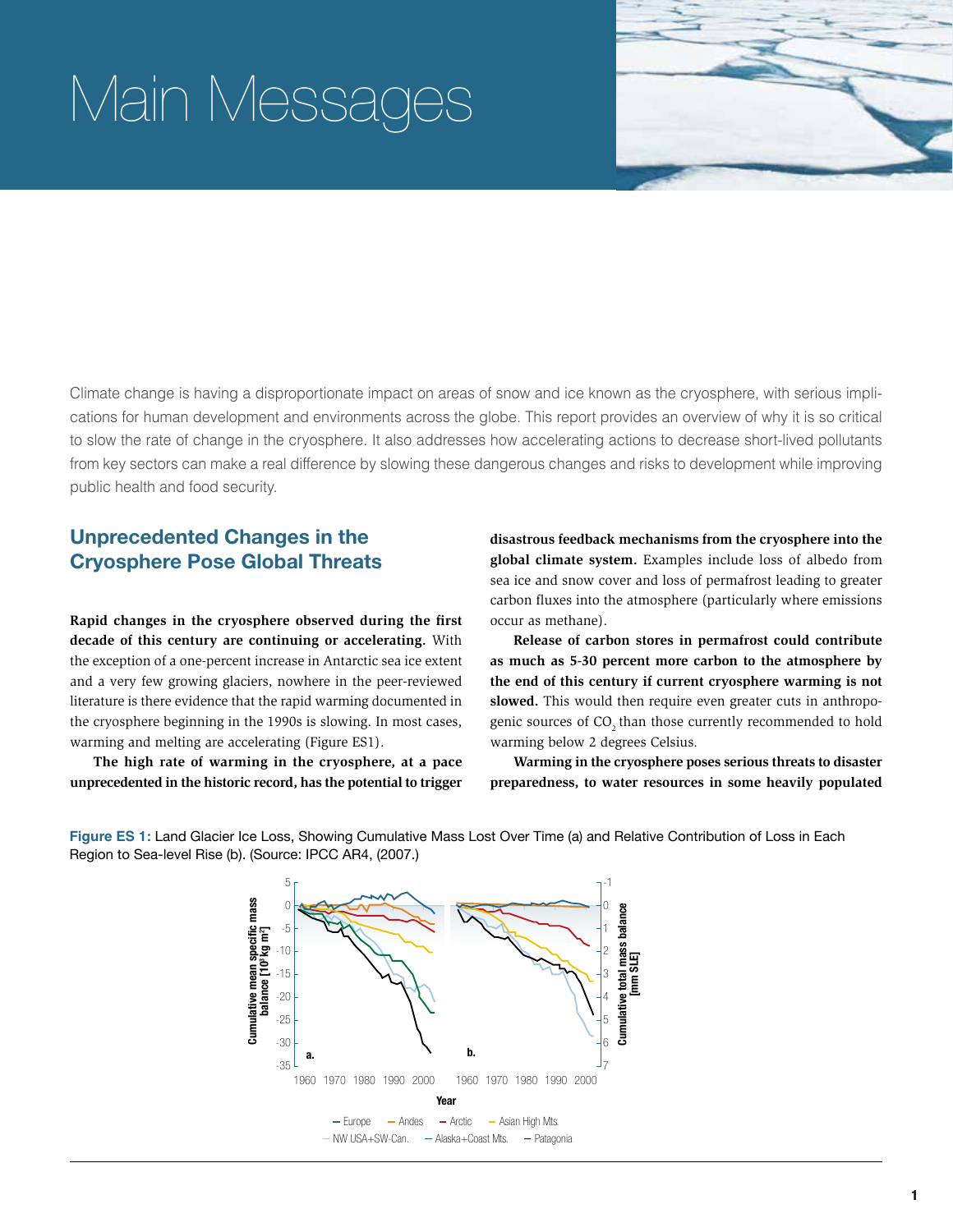# Main Messages

Climate change is having a disproportionate impact on areas of snow and ice known as the cryosphere, with serious implications for human development and environments across the globe. This report provides an overview of why it is so critical to slow the rate of change in the cryosphere. It also addresses how accelerating actions to decrease short-lived pollutants from key sectors can make a real difference by slowing these dangerous changes and risks to development while improving public health and food security.

## Unprecedented Changes in the Cryosphere Pose Global Threats

**Rapid changes in the cryosphere observed during the first decade of this century are continuing or accelerating.** With the exception of a one-percent increase in Antarctic sea ice extent and a very few growing glaciers, nowhere in the peer-reviewed literature is there evidence that the rapid warming documented in the cryosphere beginning in the 1990s is slowing. In most cases, warming and melting are accelerating (Figure ES1).

**The high rate of warming in the cryosphere, at a pace unprecedented in the historic record, has the potential to trigger disastrous feedback mechanisms from the cryosphere into the global climate system.** Examples include loss of albedo from sea ice and snow cover and loss of permafrost leading to greater carbon fluxes into the atmosphere (particularly where emissions occur as methane).

**Release of carbon stores in permafrost could contribute as much as 5-30 percent more carbon to the atmosphere by the end of this century if current cryosphere warming is not slowed.** This would then require even greater cuts in anthropogenic sources of $CO_2$ than those currently recommended to hold warming below 2 degrees Celsius.

**Warming in the cryosphere poses serious threats to disaster preparedness, to water resources in some heavily populated**

**Figure ES 1:** Land Glacier Ice Loss, Showing Cumulative Mass Lost Over Time (a) and Relative Contribution of Loss in Each Region to Sea-level Rise (b). (Source: IPCC AR4, (2007.)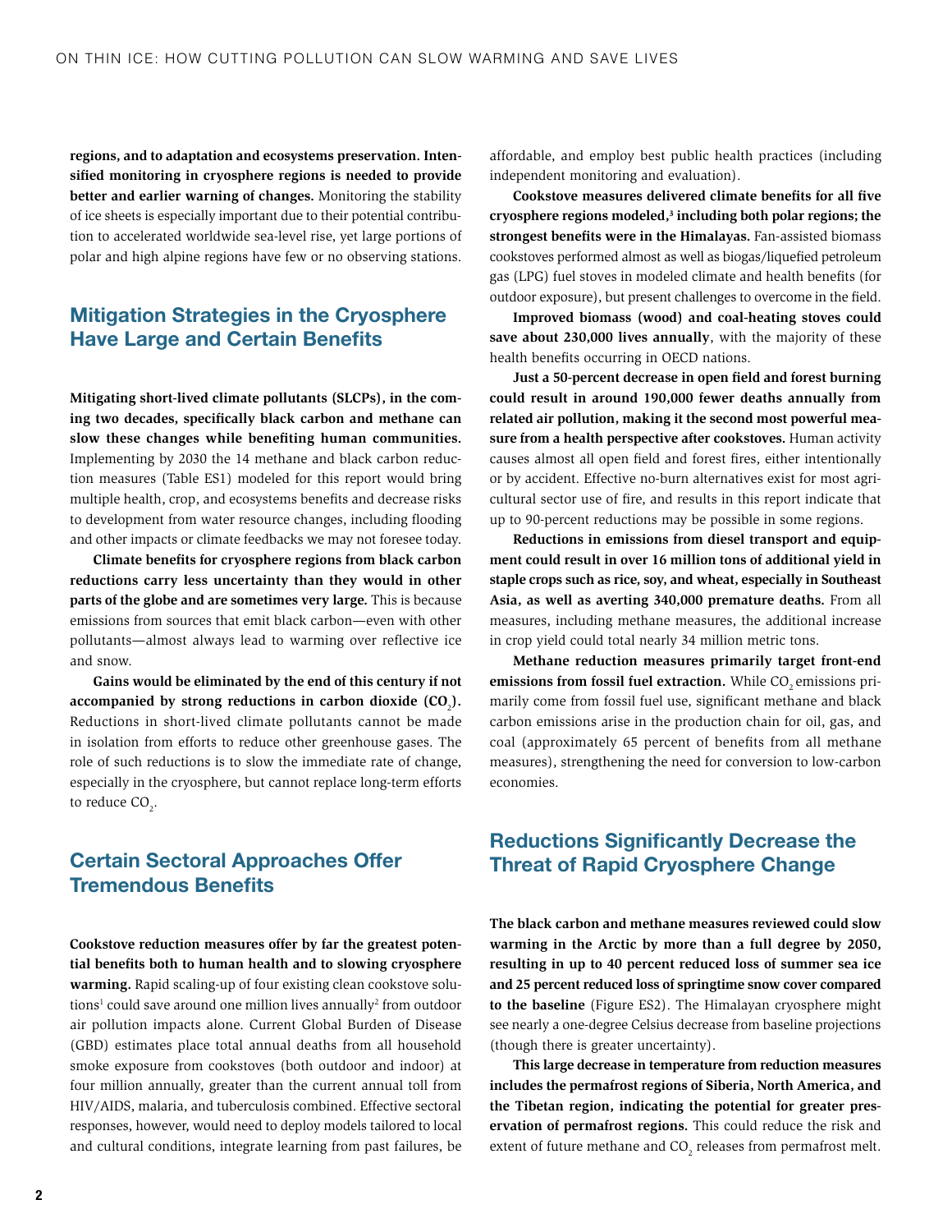**regions, and to adaptation and ecosystems preservation. Intensified monitoring in cryosphere regions is needed to provide better and earlier warning of changes.** Monitoring the stability of ice sheets is especially important due to their potential contribution to accelerated worldwide sea-level rise, yet large portions of polar and high alpine regions have few or no observing stations.

## Mitigation Strategies in the Cryosphere Have Large and Certain Benefits

**Mitigating short-lived climate pollutants (SLCPs), in the coming two decades, specifically black carbon and methane can slow these changes while benefiting human communities.** Implementing by 2030 the 14 methane and black carbon reduction measures (Table ES1) modeled for this report would bring multiple health, crop, and ecosystems benefits and decrease risks to development from water resource changes, including flooding and other impacts or climate feedbacks we may not foresee today.

**Climate benefits for cryosphere regions from black carbon reductions carry less uncertainty than they would in other parts of the globe and are sometimes very large.** This is because emissions from sources that emit black carbon—even with other pollutants—almost always lead to warming over reflective ice and snow.

**Gains would be eliminated by the end of this century if not accompanied by strong reductions in carbon dioxide ($CO_2$).** Reductions in short-lived climate pollutants cannot be made in isolation from efforts to reduce other greenhouse gases. The role of such reductions is to slow the immediate rate of change, especially in the cryosphere, but cannot replace long-term efforts to reduce $CO_2$.

## Certain Sectoral Approaches Offer Tremendous Benefits

**Cookstove reduction measures offer by far the greatest potential benefits both to human health and to slowing cryosphere warming.** Rapid scaling-up of four existing clean cookstove solutions[1] could save around one million lives annually[2] from outdoor air pollution impacts alone. Current Global Burden of Disease (GBD) estimates place total annual deaths from all household smoke exposure from cookstoves (both outdoor and indoor) at four million annually, greater than the current annual toll from HIV/AIDS, malaria, and tuberculosis combined. Effective sectoral responses, however, would need to deploy models tailored to local and cultural conditions, integrate learning from past failures, be affordable, and employ best public health practices (including independent monitoring and evaluation).

**Cookstove measures delivered climate benefits for all five cryosphere regions modeled,[3] including both polar regions; the strongest benefits were in the Himalayas.** Fan-assisted biomass cookstoves performed almost as well as biogas/liquefied petroleum gas (LPG) fuel stoves in modeled climate and health benefits (for outdoor exposure), but present challenges to overcome in the field.

**Improved biomass (wood) and coal-heating stoves could save about 230,000 lives annually**, with the majority of these health benefits occurring in OECD nations.

**Just a 50-percent decrease in open field and forest burning could result in around 190,000 fewer deaths annually from reduced air pollution, making it the second most powerful measure from a health perspective after cookstoves.** Human activity causes almost all open field and forest fires, either intentionally or by accident. Effective no-burn alternatives exist for most agricultural sector use of fire, and results in this report indicate that up to 90-percent reductions may be possible in some regions.

**Reductions in emissions from diesel transport and equipment could result in over 16 million tons of additional yield in staple crops such as rice, soy, and wheat, especially in Southeast Asia, as well as averting 340,000 premature deaths.** From all measures, including methane measures, the additional increase in crop yield could total nearly 34 million metric tons.

**Methane reduction measures primarily target front-end emissions from fossil fuel extraction.** While $CO_2$ emissions primarily come from fossil fuel use, significant methane and black carbon emissions arise in the production chain for oil, gas, and coal (approximately 65 percent of benefits from all methane measures), strengthening the need for conversion to low-carbon economies.

## Reductions Significantly Decrease the Threat of Rapid Cryosphere Change

**The black carbon and methane measures reviewed could slow warming in the Arctic by more than a full degree by 2050, resulting in up to 40 percent reduced loss of summer sea ice and 25 percent reduced loss of springtime snow cover compared to the baseline** (Figure ES2). The Himalayan cryosphere might see nearly a one-degree Celsius decrease from baseline projections (though there is greater uncertainty).

**This large decrease in temperature from reduction measures includes the permafrost regions of Siberia, North America, and the Tibetan region, indicating the potential for greater preservation of permafrost regions.** This could reduce the risk and extent of future methane and $CO_2$ releases from permafrost melt.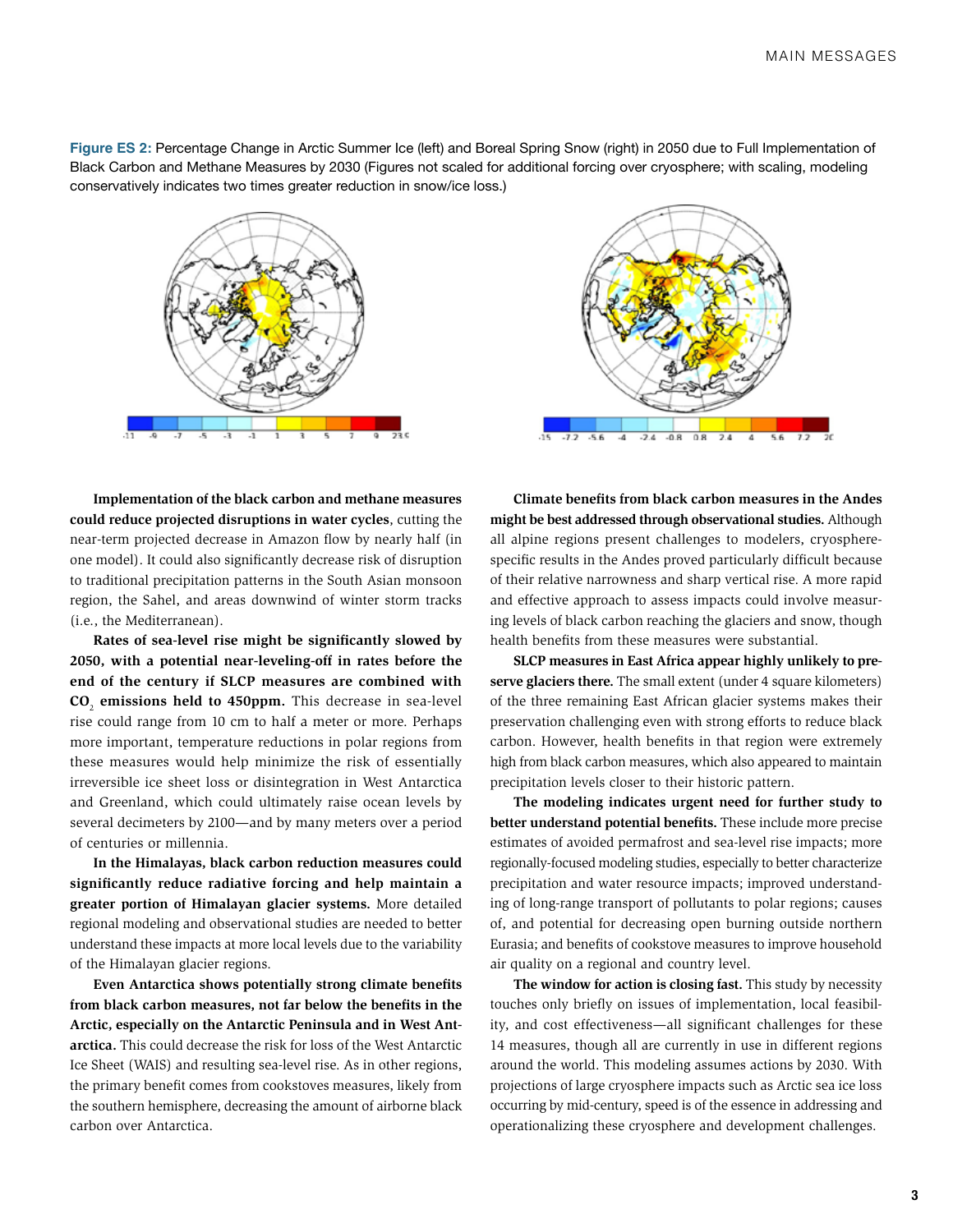**Figure ES 2:** Percentage Change in Arctic Summer Ice (left) and Boreal Spring Snow (right) in 2050 due to Full Implementation of Black Carbon and Methane Measures by 2030 (Figures not scaled for additional forcing over cryosphere; with scaling, modeling conservatively indicates two times greater reduction in snow/ice loss.)

**Implementation of the black carbon and methane measures could reduce projected disruptions in water cycles**, cutting the near-term projected decrease in Amazon flow by nearly half (in one model). It could also significantly decrease risk of disruption to traditional precipitation patterns in the South Asian monsoon region, the Sahel, and areas downwind of winter storm tracks (i.e., the Mediterranean).

**Rates of sea-level rise might be significantly slowed by 2050, with a potential near-leveling-off in rates before the end of the century if SLCP measures are combined with $CO_2$ emissions held to 450ppm.** This decrease in sea-level rise could range from 10 cm to half a meter or more. Perhaps more important, temperature reductions in polar regions from these measures would help minimize the risk of essentially irreversible ice sheet loss or disintegration in West Antarctica and Greenland, which could ultimately raise ocean levels by several decimeters by 2100—and by many meters over a period of centuries or millennia.

**In the Himalayas, black carbon reduction measures could significantly reduce radiative forcing and help maintain a greater portion of Himalayan glacier systems.** More detailed regional modeling and observational studies are needed to better understand these impacts at more local levels due to the variability of the Himalayan glacier regions.

**Even Antarctica shows potentially strong climate benefits from black carbon measures, not far below the benefits in the Arctic, especially on the Antarctic Peninsula and in West Antarctica.** This could decrease the risk for loss of the West Antarctic Ice Sheet (WAIS) and resulting sea-level rise. As in other regions, the primary benefit comes from cookstoves measures, likely from the southern hemisphere, decreasing the amount of airborne black carbon over Antarctica.

**Climate benefits from black carbon measures in the Andes might be best addressed through observational studies.** Although all alpine regions present challenges to modelers, cryosphere-specific results in the Andes proved particularly difficult because of their relative narrowness and sharp vertical rise. A more rapid and effective approach to assess impacts could involve measuring levels of black carbon reaching the glaciers and snow, though health benefits from these measures were substantial.

**SLCP measures in East Africa appear highly unlikely to preserve glaciers there.** The small extent (under 4 square kilometers) of the three remaining East African glacier systems makes their preservation challenging even with strong efforts to reduce black carbon. However, health benefits in that region were extremely high from black carbon measures, which also appeared to maintain precipitation levels closer to their historic pattern.

**The modeling indicates urgent need for further study to better understand potential benefits.** These include more precise estimates of avoided permafrost and sea-level rise impacts; more regionally-focused modeling studies, especially to better characterize precipitation and water resource impacts; improved understanding of long-range transport of pollutants to polar regions; causes of, and potential for decreasing open burning outside northern Eurasia; and benefits of cookstove measures to improve household air quality on a regional and country level.

**The window for action is closing fast.** This study by necessity touches only briefly on issues of implementation, local feasibility, and cost effectiveness—all significant challenges for these 14 measures, though all are currently in use in different regions around the world. This modeling assumes actions by 2030. With projections of large cryosphere impacts such as Arctic sea ice loss occurring by mid-century, speed is of the essence in addressing and operationalizing these cryosphere and development challenges.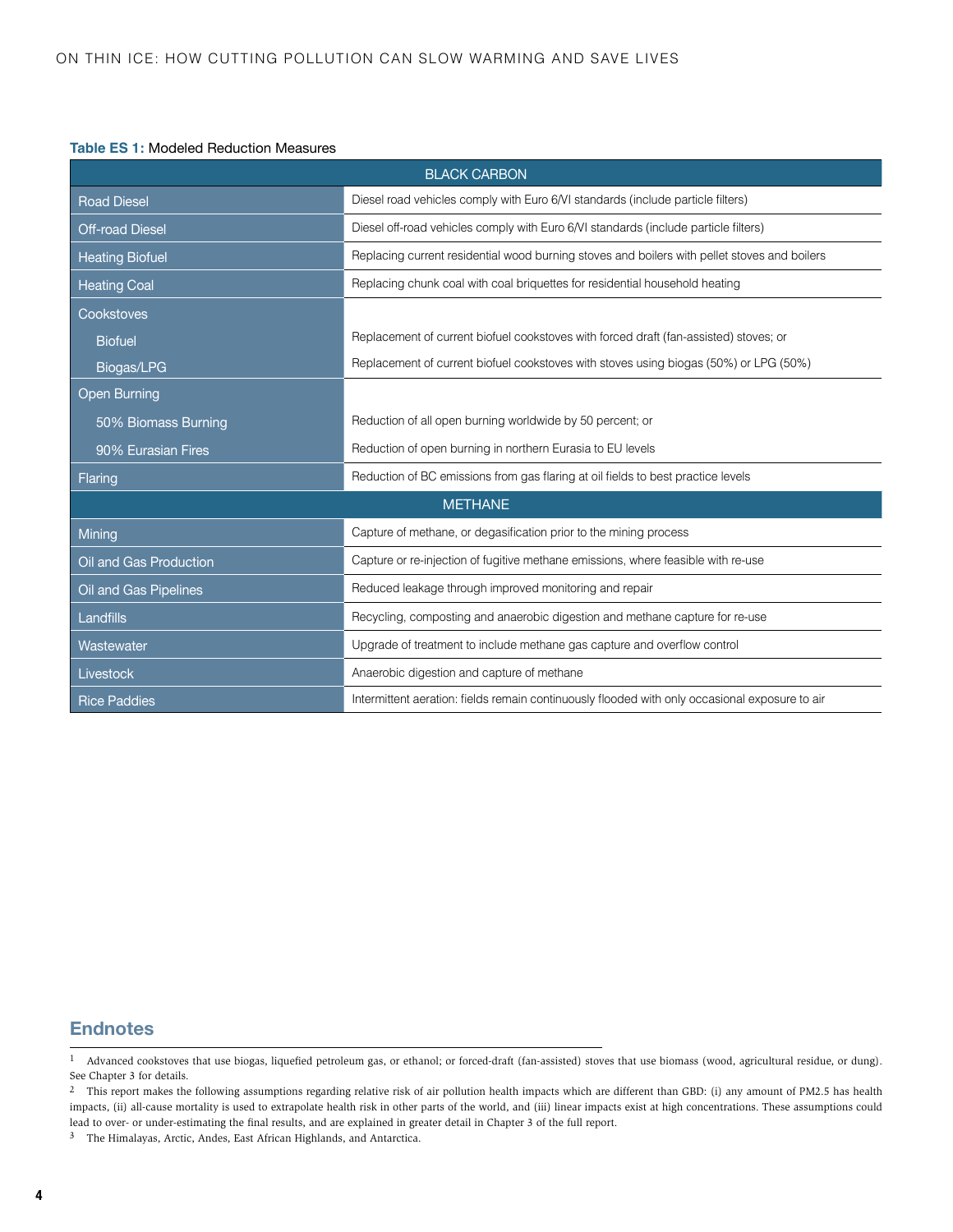**Table ES 1:** Modeled Reduction Measures

| Measure | Description |
|---|---|
| **BLACK CARBON** | |
| Road Diesel | Diesel road vehicles comply with Euro 6/VI standards (include particle filters) |
| Off-road Diesel | Diesel off-road vehicles comply with Euro 6/VI standards (include particle filters) |
| Heating Biofuel | Replacing current residential wood burning stoves and boilers with pellet stoves and boilers |
| Heating Coal | Replacing chunk coal with coal briquettes for residential household heating |
| Cookstoves | |
| Biofuel | Replacement of current biofuel cookstoves with forced draft (fan-assisted) stoves; or |
| Biogas/LPG | Replacement of current biofuel cookstoves with stoves using biogas (50%) or LPG (50%) |
| Open Burning | |
| 50% Biomass Burning | Reduction of all open burning worldwide by 50 percent; or |
| 90% Eurasian Fires | Reduction of open burning in northern Eurasia to EU levels |
| Flaring | Reduction of BC emissions from gas flaring at oil fields to best practice levels |
| **METHANE** | |
| Mining | Capture of methane, or degasification prior to the mining process |
| Oil and Gas Production | Capture or re-injection of fugitive methane emissions, where feasible with re-use |
| Oil and Gas Pipelines | Reduced leakage through improved monitoring and repair |
| Landfills | Recycling, composting and anaerobic digestion and methane capture for re-use |
| Wastewater | Upgrade of treatment to include methane gas capture and overflow control |
| Livestock | Anaerobic digestion and capture of methane |
| Rice Paddies | Intermittent aeration: fields remain continuously flooded with only occasional exposure to air |

## Endnotes

[1] Advanced cookstoves that use biogas, liquefied petroleum gas, or ethanol; or forced-draft (fan-assisted) stoves that use biomass (wood, agricultural residue, or dung). See Chapter 3 for details.

[2] This report makes the following assumptions regarding relative risk of air pollution health impacts which are different than GBD: (i) any amount of PM2.5 has health impacts, (ii) all-cause mortality is used to extrapolate health risk in other parts of the world, and (iii) linear impacts exist at high concentrations. These assumptions could lead to over- or under-estimating the final results, and are explained in greater detail in Chapter 3 of the full report.

[3] The Himalayas, Arctic, Andes, East African Highlands, and Antarctica.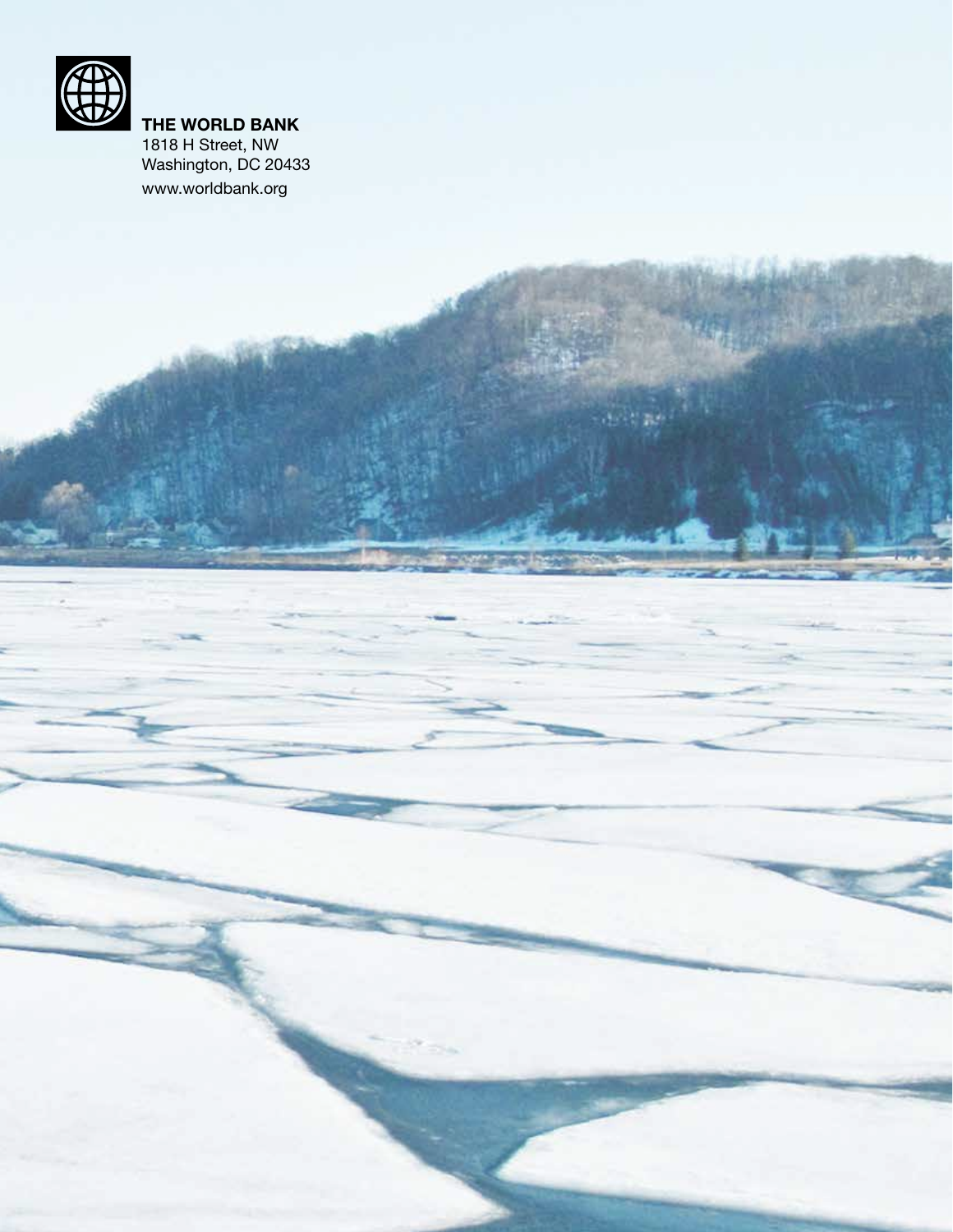**THE WORLD BANK**
1818 H Street, NW
Washington, DC 20433
www.worldbank.org